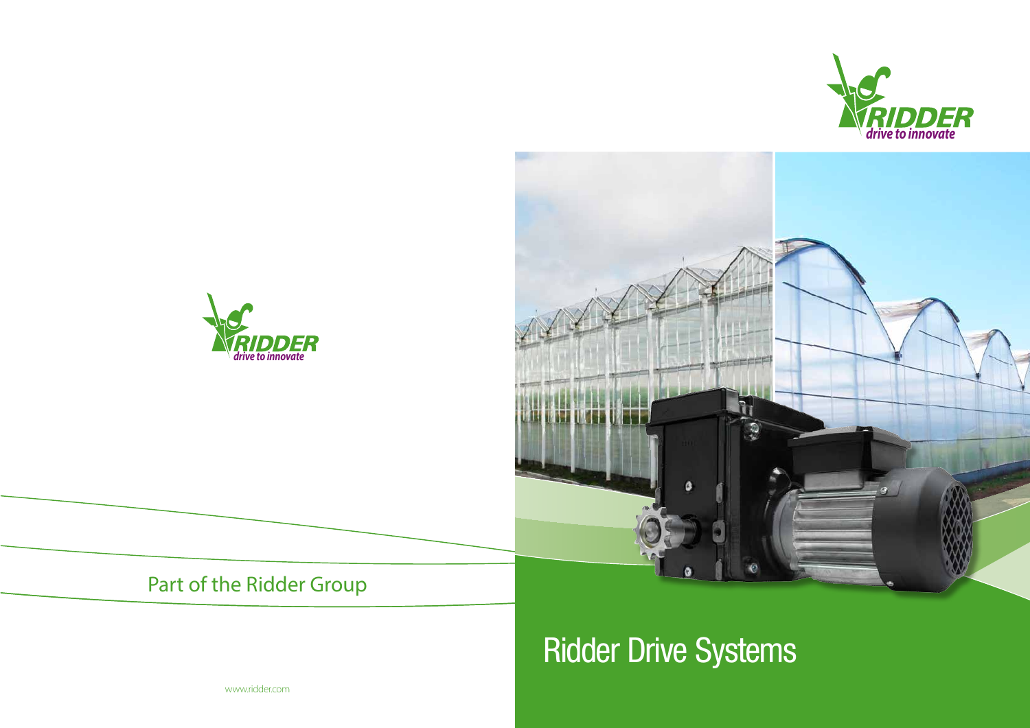RIDDER
*drive to innovate*

Part of the Ridder Group

www.ridder.com

RIDDER
*drive to innovate*

# Ridder Drive Systems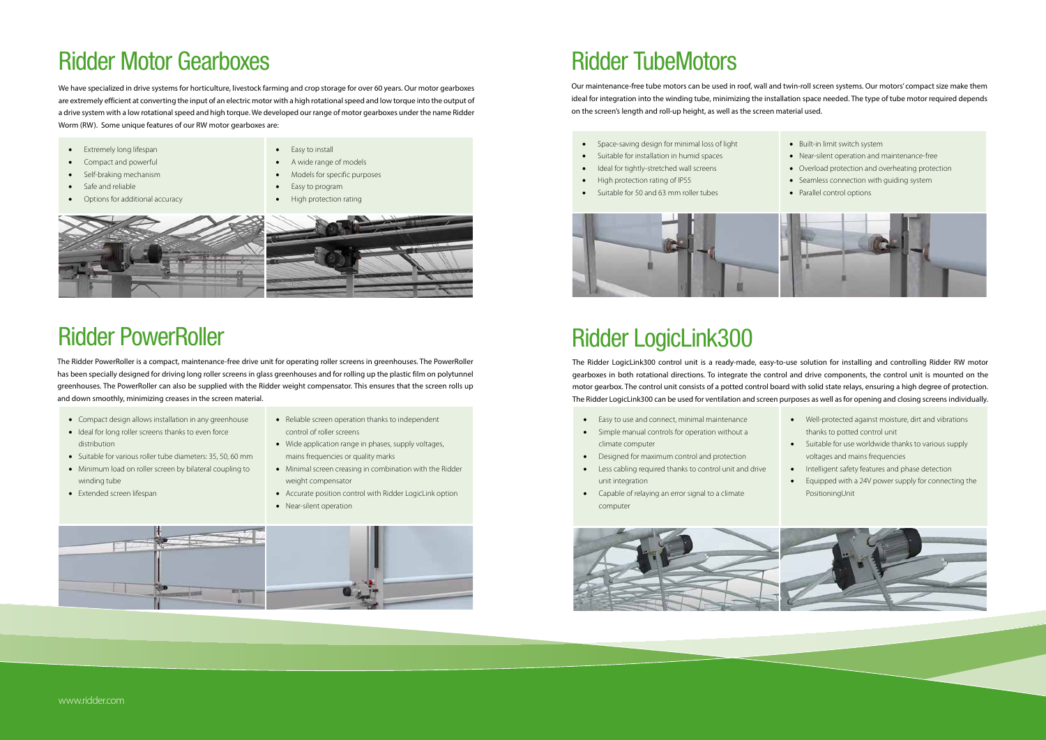# Ridder Motor Gearboxes

We have specialized in drive systems for horticulture, livestock farming and crop storage for over 60 years. Our motor gearboxes are extremely efficient at converting the input of an electric motor with a high rotational speed and low torque into the output of a drive system with a low rotational speed and high torque. We developed our range of motor gearboxes under the name Ridder Worm (RW). Some unique features of our RW motor gearboxes are:

- Extremely long lifespan
- Compact and powerful
- Self-braking mechanism
- Safe and reliable
- Options for additional accuracy
- Easy to install
- A wide range of models
- Models for specific purposes
- Easy to program
- High protection rating

# Ridder PowerRoller

The Ridder PowerRoller is a compact, maintenance-free drive unit for operating roller screens in greenhouses. The PowerRoller has been specially designed for driving long roller screens in glass greenhouses and for rolling up the plastic film on polytunnel greenhouses. The PowerRoller can also be supplied with the Ridder weight compensator. This ensures that the screen rolls up and down smoothly, minimizing creases in the screen material.

- Compact design allows installation in any greenhouse
- Ideal for long roller screens thanks to even force distribution
- Suitable for various roller tube diameters: 35, 50, 60 mm
- Minimum load on roller screen by bilateral coupling to winding tube
- Extended screen lifespan
- Reliable screen operation thanks to independent control of roller screens
- Wide application range in phases, supply voltages, mains frequencies or quality marks
- Minimal screen creasing in combination with the Ridder weight compensator
- Accurate position control with Ridder LogicLink option
- Near-silent operation

# Ridder TubeMotors

Our maintenance-free tube motors can be used in roof, wall and twin-roll screen systems. Our motors' compact size make them ideal for integration into the winding tube, minimizing the installation space needed. The type of tube motor required depends on the screen's length and roll-up height, as well as the screen material used.

- Space-saving design for minimal loss of light
- Suitable for installation in humid spaces
- Ideal for tightly-stretched wall screens
- High protection rating of IP55
- Suitable for 50 and 63 mm roller tubes
- Built-in limit switch system
- Near-silent operation and maintenance-free
- Overload protection and overheating protection
- Seamless connection with guiding system
- Parallel control options

# Ridder LogicLink300

The Ridder LogicLink300 control unit is a ready-made, easy-to-use solution for installing and controlling Ridder RW motor gearboxes in both rotational directions. To integrate the control and drive components, the control unit is mounted on the motor gearbox. The control unit consists of a potted control board with solid state relays, ensuring a high degree of protection. The Ridder LogicLink300 can be used for ventilation and screen purposes as well as for opening and closing screens individually.

- Easy to use and connect, minimal maintenance
- Simple manual controls for operation without a climate computer
- Designed for maximum control and protection
- Less cabling required thanks to control unit and drive unit integration
- Capable of relaying an error signal to a climate computer
- Well-protected against moisture, dirt and vibrations thanks to potted control unit
- Suitable for use worldwide thanks to various supply voltages and mains frequencies
- Intelligent safety features and phase detection
- Equipped with a 24V power supply for connecting the PositioningUnit

www.ridder.com